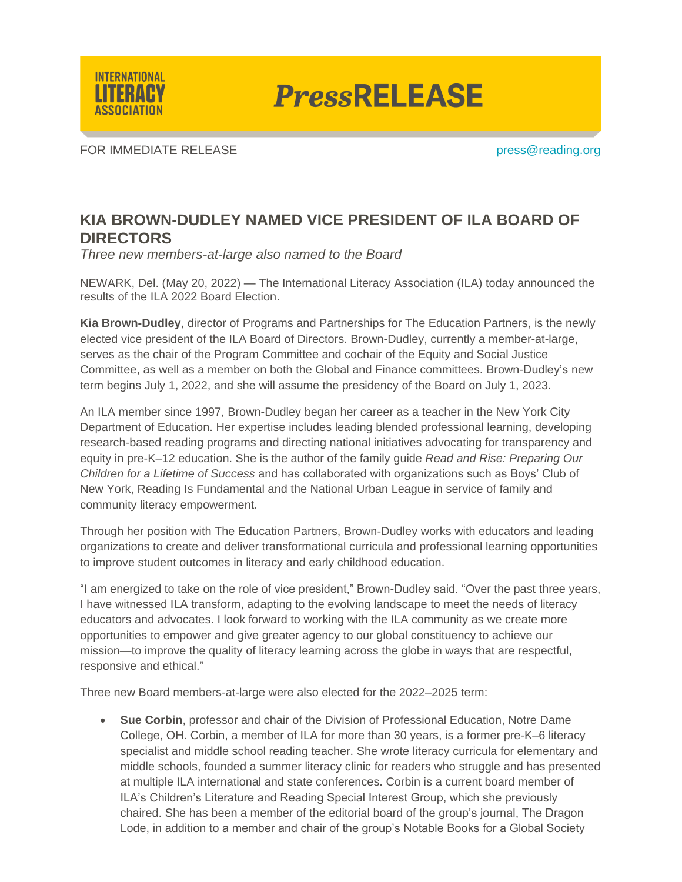INTERNATIONAL LITERACY ASSOCIATION

*Press*RELEASE

FOR IMMEDIATE RELEASE press@reading.org

## KIA BROWN-DUDLEY NAMED VICE PRESIDENT OF ILA BOARD OF DIRECTORS

*Three new members-at-large also named to the Board*

NEWARK, Del. (May 20, 2022) — The International Literacy Association (ILA) today announced the results of the ILA 2022 Board Election.

**Kia Brown-Dudley**, director of Programs and Partnerships for The Education Partners, is the newly elected vice president of the ILA Board of Directors. Brown-Dudley, currently a member-at-large, serves as the chair of the Program Committee and cochair of the Equity and Social Justice Committee, as well as a member on both the Global and Finance committees. Brown-Dudley's new term begins July 1, 2022, and she will assume the presidency of the Board on July 1, 2023.

An ILA member since 1997, Brown-Dudley began her career as a teacher in the New York City Department of Education. Her expertise includes leading blended professional learning, developing research-based reading programs and directing national initiatives advocating for transparency and equity in pre-K–12 education. She is the author of the family guide *Read and Rise: Preparing Our Children for a Lifetime of Success* and has collaborated with organizations such as Boys' Club of New York, Reading Is Fundamental and the National Urban League in service of family and community literacy empowerment.

Through her position with The Education Partners, Brown-Dudley works with educators and leading organizations to create and deliver transformational curricula and professional learning opportunities to improve student outcomes in literacy and early childhood education.

"I am energized to take on the role of vice president," Brown-Dudley said. "Over the past three years, I have witnessed ILA transform, adapting to the evolving landscape to meet the needs of literacy educators and advocates. I look forward to working with the ILA community as we create more opportunities to empower and give greater agency to our global constituency to achieve our mission—to improve the quality of literacy learning across the globe in ways that are respectful, responsive and ethical."

Three new Board members-at-large were also elected for the 2022–2025 term:

- **Sue Corbin**, professor and chair of the Division of Professional Education, Notre Dame College, OH. Corbin, a member of ILA for more than 30 years, is a former pre-K–6 literacy specialist and middle school reading teacher. She wrote literacy curricula for elementary and middle schools, founded a summer literacy clinic for readers who struggle and has presented at multiple ILA international and state conferences. Corbin is a current board member of ILA's Children's Literature and Reading Special Interest Group, which she previously chaired. She has been a member of the editorial board of the group's journal, The Dragon Lode, in addition to a member and chair of the group's Notable Books for a Global Society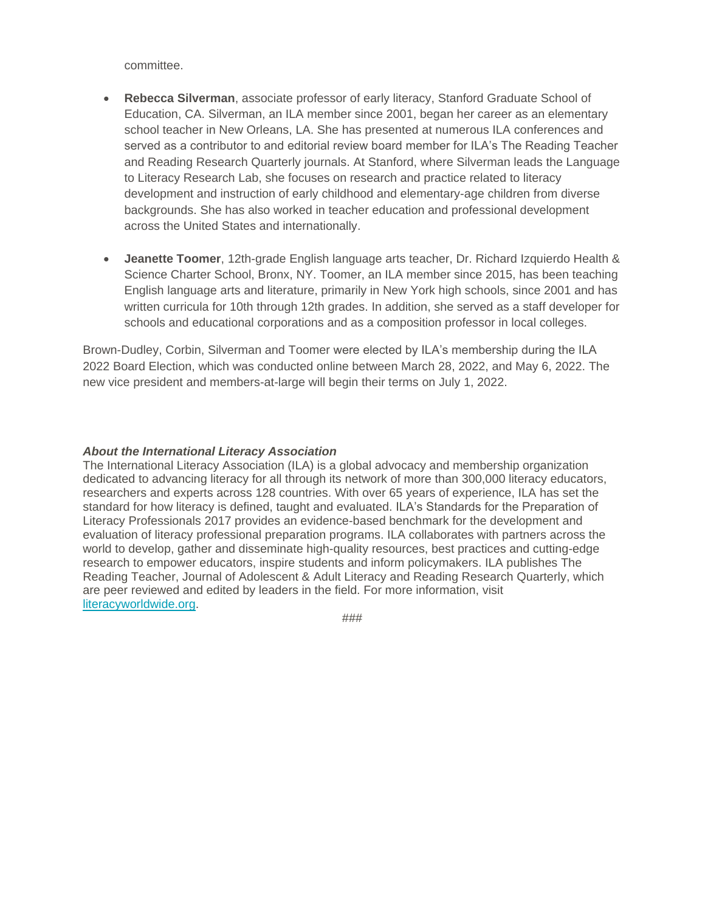committee.

- **Rebecca Silverman**, associate professor of early literacy, Stanford Graduate School of Education, CA. Silverman, an ILA member since 2001, began her career as an elementary school teacher in New Orleans, LA. She has presented at numerous ILA conferences and served as a contributor to and editorial review board member for ILA's The Reading Teacher and Reading Research Quarterly journals. At Stanford, where Silverman leads the Language to Literacy Research Lab, she focuses on research and practice related to literacy development and instruction of early childhood and elementary-age children from diverse backgrounds. She has also worked in teacher education and professional development across the United States and internationally.

- **Jeanette Toomer**, 12th-grade English language arts teacher, Dr. Richard Izquierdo Health & Science Charter School, Bronx, NY. Toomer, an ILA member since 2015, has been teaching English language arts and literature, primarily in New York high schools, since 2001 and has written curricula for 10th through 12th grades. In addition, she served as a staff developer for schools and educational corporations and as a composition professor in local colleges.

Brown-Dudley, Corbin, Silverman and Toomer were elected by ILA's membership during the ILA 2022 Board Election, which was conducted online between March 28, 2022, and May 6, 2022. The new vice president and members-at-large will begin their terms on July 1, 2022.

***About the International Literacy Association***

The International Literacy Association (ILA) is a global advocacy and membership organization dedicated to advancing literacy for all through its network of more than 300,000 literacy educators, researchers and experts across 128 countries. With over 65 years of experience, ILA has set the standard for how literacy is defined, taught and evaluated. ILA's Standards for the Preparation of Literacy Professionals 2017 provides an evidence-based benchmark for the development and evaluation of literacy professional preparation programs. ILA collaborates with partners across the world to develop, gather and disseminate high-quality resources, best practices and cutting-edge research to empower educators, inspire students and inform policymakers. ILA publishes The Reading Teacher, Journal of Adolescent & Adult Literacy and Reading Research Quarterly, which are peer reviewed and edited by leaders in the field. For more information, visit [literacyworldwide.org](literacyworldwide.org).

###